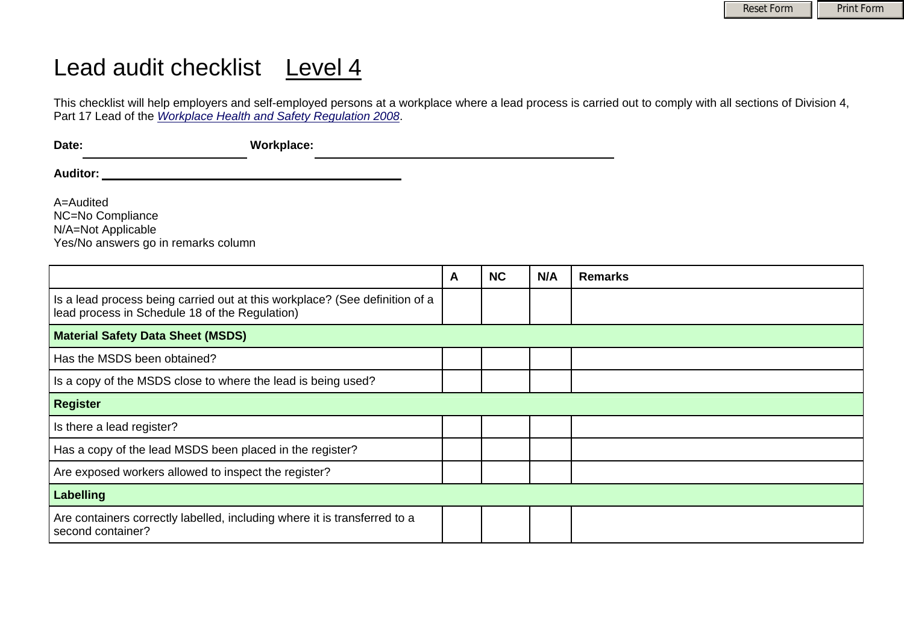# Lead audit checklist Level 4

This checklist will help employers and self-employed persons at a workplace where a lead process is carried out to comply with all sections of Division 4, Part 17 Lead of the *Workplace Health and Safety Regulation 2008*.

**Date:** ______________________ **Workplace:** ______________________________________

**Auditor:** ______________________________________

A=Audited
NC=No Compliance
N/A=Not Applicable
Yes/No answers go in remarks column

| | A | NC | N/A | Remarks |
|---|---|---|---|---|
| Is a lead process being carried out at this workplace? (See definition of a lead process in Schedule 18 of the Regulation) | | | | |
| **Material Safety Data Sheet (MSDS)** | | | | |
| Has the MSDS been obtained? | | | | |
| Is a copy of the MSDS close to where the lead is being used? | | | | |
| **Register** | | | | |
| Is there a lead register? | | | | |
| Has a copy of the lead MSDS been placed in the register? | | | | |
| Are exposed workers allowed to inspect the register? | | | | |
| **Labelling** | | | | |
| Are containers correctly labelled, including where it is transferred to a second container? | | | | |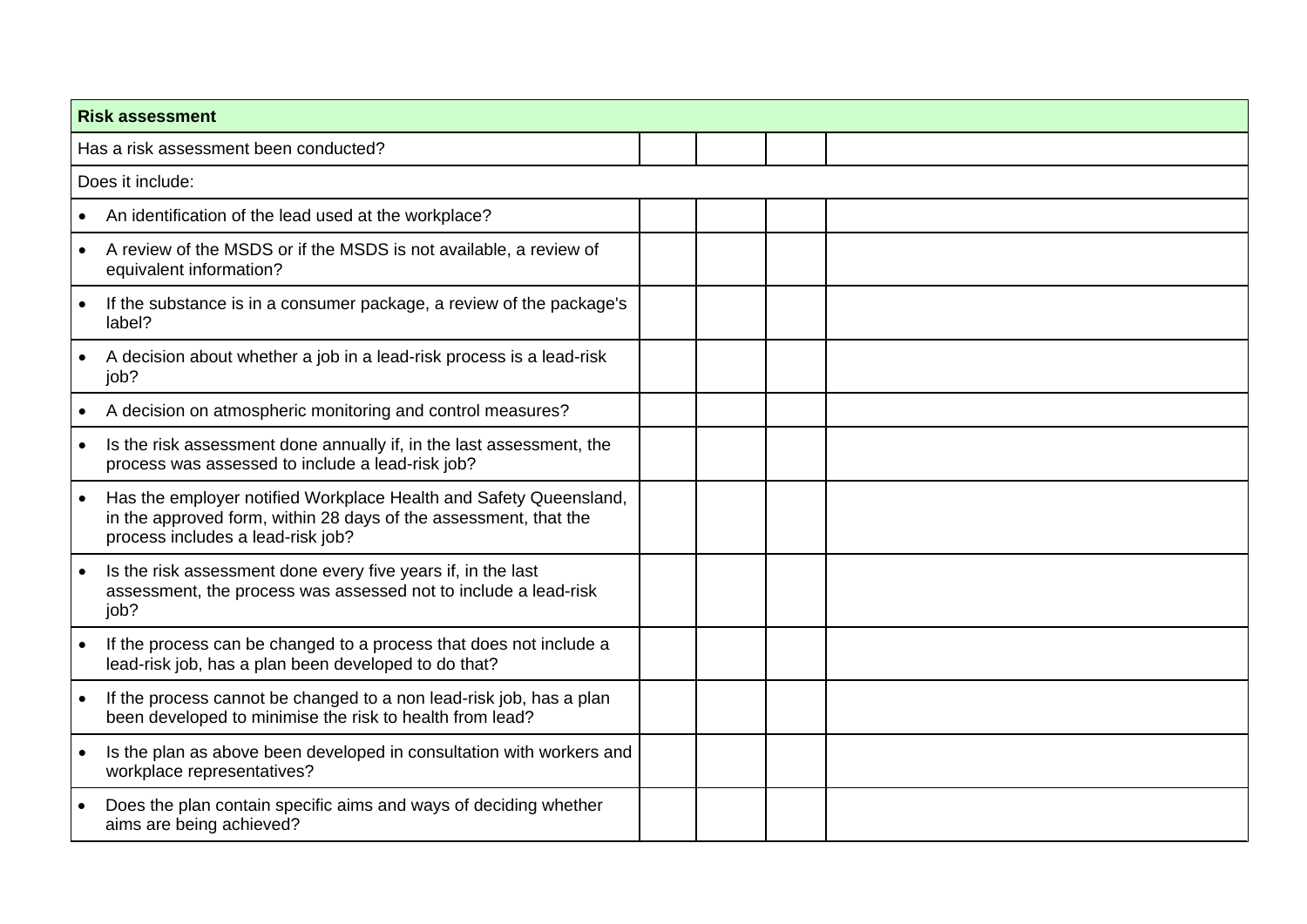| Risk assessment | | | | |
|---|---|---|---|---|
| Has a risk assessment been conducted? | | | | |
| Does it include: | | | | |
| • An identification of the lead used at the workplace? | | | | |
| • A review of the MSDS or if the MSDS is not available, a review of equivalent information? | | | | |
| • If the substance is in a consumer package, a review of the package's label? | | | | |
| • A decision about whether a job in a lead-risk process is a lead-risk job? | | | | |
| • A decision on atmospheric monitoring and control measures? | | | | |
| • Is the risk assessment done annually if, in the last assessment, the process was assessed to include a lead-risk job? | | | | |
| • Has the employer notified Workplace Health and Safety Queensland, in the approved form, within 28 days of the assessment, that the process includes a lead-risk job? | | | | |
| • Is the risk assessment done every five years if, in the last assessment, the process was assessed not to include a lead-risk job? | | | | |
| • If the process can be changed to a process that does not include a lead-risk job, has a plan been developed to do that? | | | | |
| • If the process cannot be changed to a non lead-risk job, has a plan been developed to minimise the risk to health from lead? | | | | |
| • Is the plan as above been developed in consultation with workers and workplace representatives? | | | | |
| • Does the plan contain specific aims and ways of deciding whether aims are being achieved? | | | | |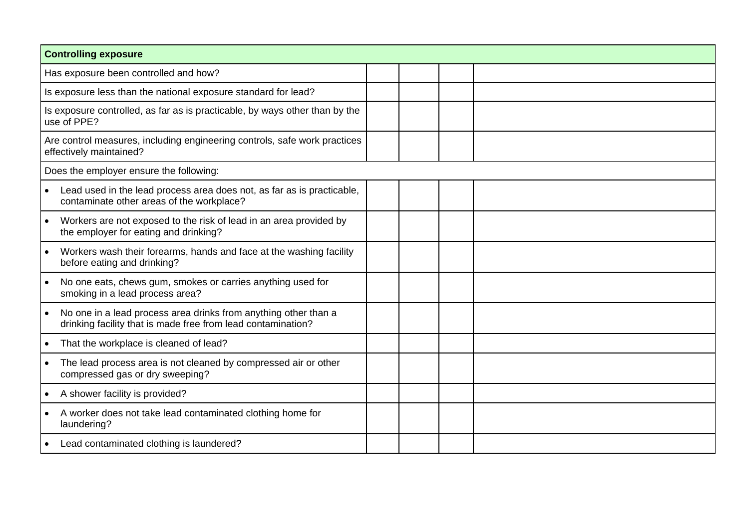| **Controlling exposure** | | | | |
|---|---|---|---|---|
| Has exposure been controlled and how? | | | | |
| Is exposure less than the national exposure standard for lead? | | | | |
| Is exposure controlled, as far as is practicable, by ways other than by the use of PPE? | | | | |
| Are control measures, including engineering controls, safe work practices effectively maintained? | | | | |
| Does the employer ensure the following: | | | | |
| • Lead used in the lead process area does not, as far as is practicable, contaminate other areas of the workplace? | | | | |
| • Workers are not exposed to the risk of lead in an area provided by the employer for eating and drinking? | | | | |
| • Workers wash their forearms, hands and face at the washing facility before eating and drinking? | | | | |
| • No one eats, chews gum, smokes or carries anything used for smoking in a lead process area? | | | | |
| • No one in a lead process area drinks from anything other than a drinking facility that is made free from lead contamination? | | | | |
| • That the workplace is cleaned of lead? | | | | |
| • The lead process area is not cleaned by compressed air or other compressed gas or dry sweeping? | | | | |
| • A shower facility is provided? | | | | |
| • A worker does not take lead contaminated clothing home for laundering? | | | | |
| • Lead contaminated clothing is laundered? | | | | |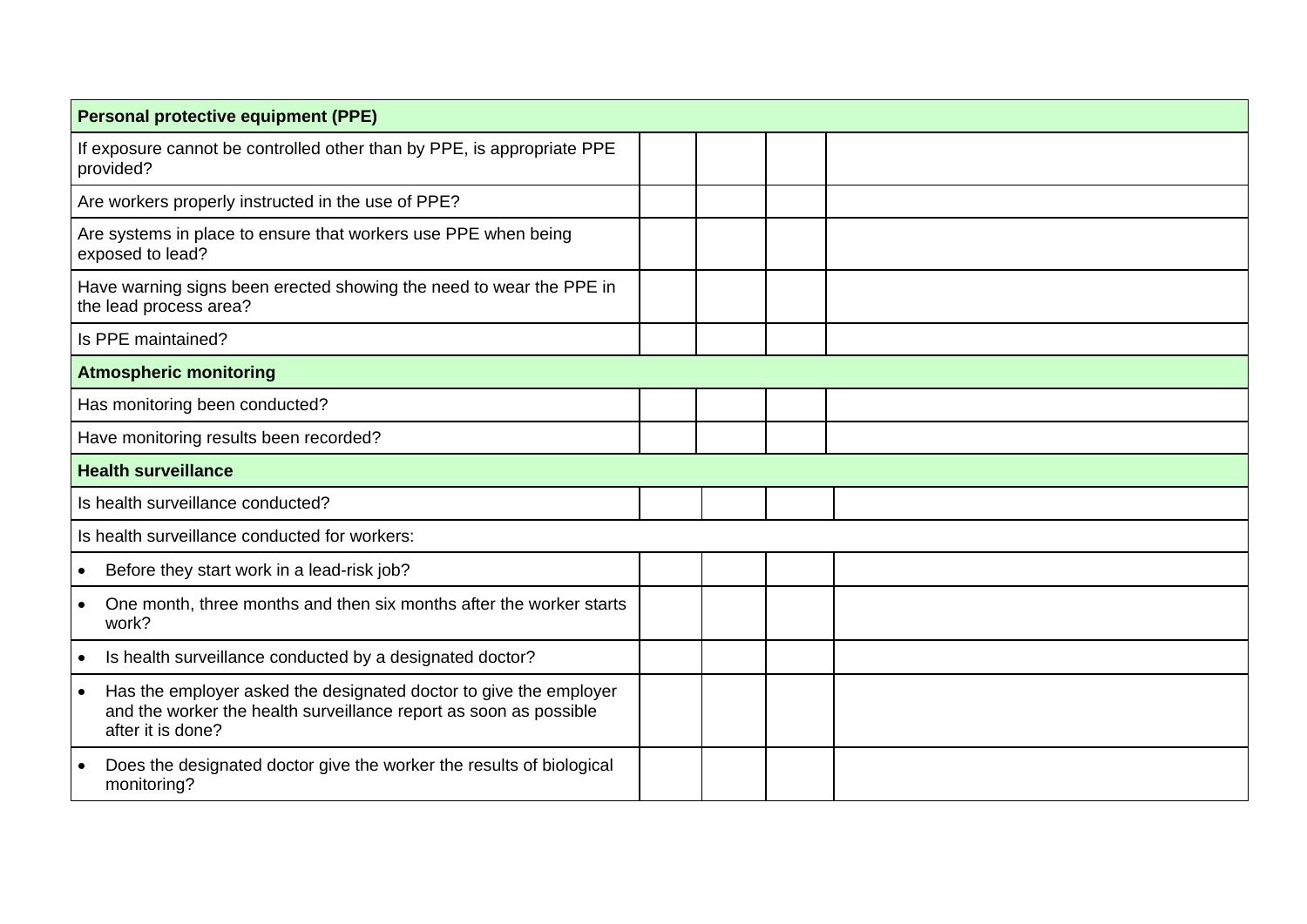| Personal protective equipment (PPE) | | | | |
|---|---|---|---|---|
| If exposure cannot be controlled other than by PPE, is appropriate PPE provided? | | | | |
| Are workers properly instructed in the use of PPE? | | | | |
| Are systems in place to ensure that workers use PPE when being exposed to lead? | | | | |
| Have warning signs been erected showing the need to wear the PPE in the lead process area? | | | | |
| Is PPE maintained? | | | | |
| **Atmospheric monitoring** | | | | |
| Has monitoring been conducted? | | | | |
| Have monitoring results been recorded? | | | | |
| **Health surveillance** | | | | |
| Is health surveillance conducted? | | | | |
| Is health surveillance conducted for workers: | | | | |
| • Before they start work in a lead-risk job? | | | | |
| • One month, three months and then six months after the worker starts work? | | | | |
| • Is health surveillance conducted by a designated doctor? | | | | |
| • Has the employer asked the designated doctor to give the employer and the worker the health surveillance report as soon as possible after it is done? | | | | |
| • Does the designated doctor give the worker the results of biological monitoring? | | | | |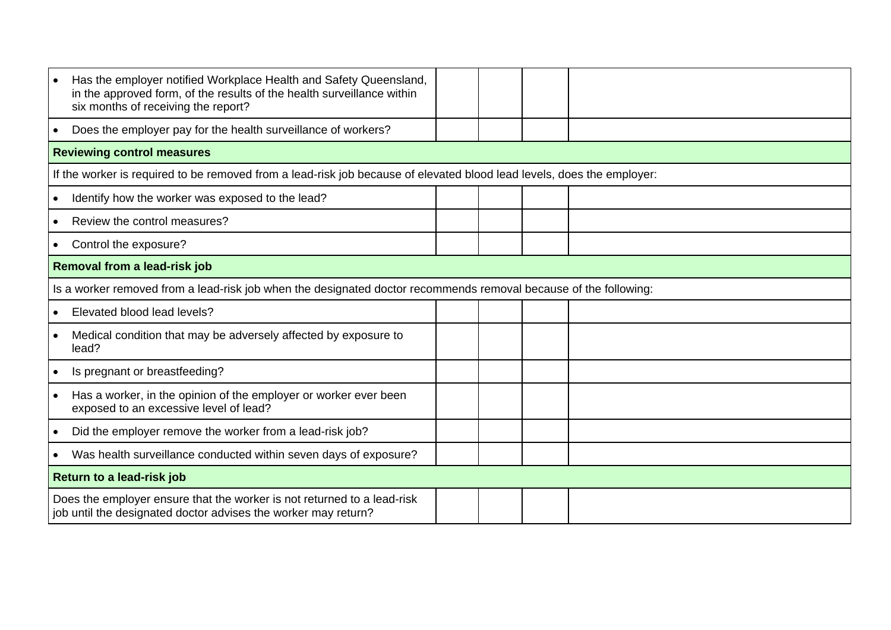| | | | | |
|---|---|---|---|---|
| • Has the employer notified Workplace Health and Safety Queensland, in the approved form, of the results of the health surveillance within six months of receiving the report? | | | | |
| • Does the employer pay for the health surveillance of workers? | | | | |
| **Reviewing control measures** | | | | |
| If the worker is required to be removed from a lead-risk job because of elevated blood lead levels, does the employer: | | | | |
| • Identify how the worker was exposed to the lead? | | | | |
| • Review the control measures? | | | | |
| • Control the exposure? | | | | |
| **Removal from a lead-risk job** | | | | |
| Is a worker removed from a lead-risk job when the designated doctor recommends removal because of the following: | | | | |
| • Elevated blood lead levels? | | | | |
| • Medical condition that may be adversely affected by exposure to lead? | | | | |
| • Is pregnant or breastfeeding? | | | | |
| • Has a worker, in the opinion of the employer or worker ever been exposed to an excessive level of lead? | | | | |
| • Did the employer remove the worker from a lead-risk job? | | | | |
| • Was health surveillance conducted within seven days of exposure? | | | | |
| **Return to a lead-risk job** | | | | |
| Does the employer ensure that the worker is not returned to a lead-risk job until the designated doctor advises the worker may return? | | | | |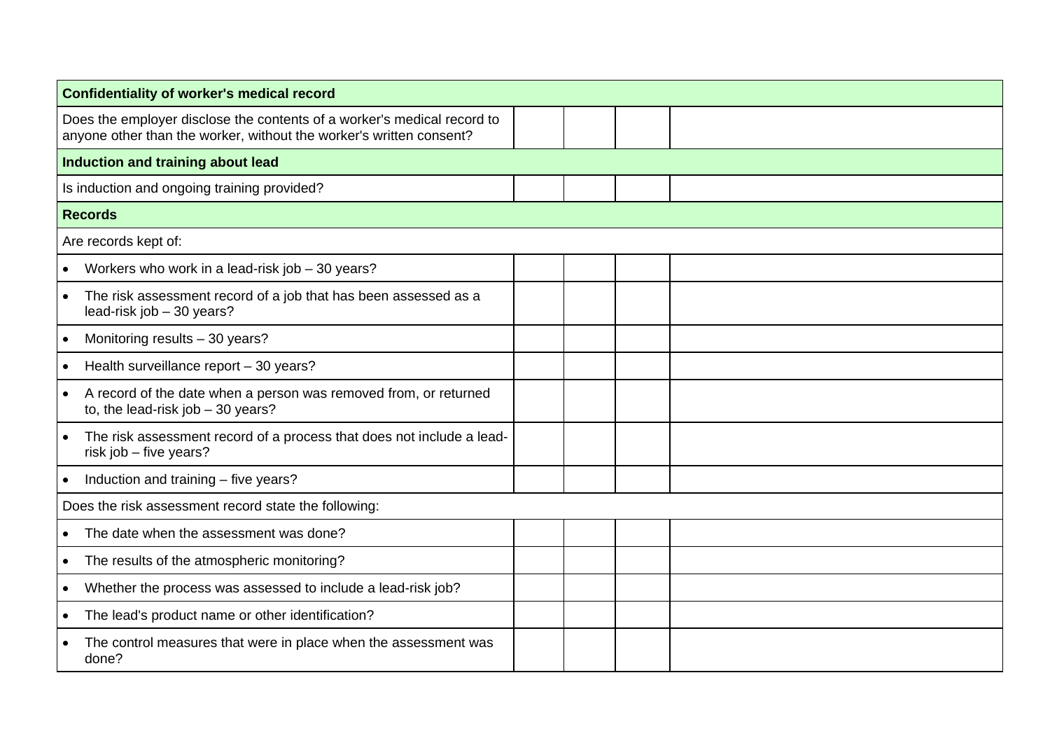| | | | | |
|---|---|---|---|---|
| **Confidentiality of worker's medical record** | | | | |
| Does the employer disclose the contents of a worker's medical record to anyone other than the worker, without the worker's written consent? | | | | |
| **Induction and training about lead** | | | | |
| Is induction and ongoing training provided? | | | | |
| **Records** | | | | |
| Are records kept of: | | | | |
| • Workers who work in a lead-risk job – 30 years? | | | | |
| • The risk assessment record of a job that has been assessed as a lead-risk job – 30 years? | | | | |
| • Monitoring results – 30 years? | | | | |
| • Health surveillance report – 30 years? | | | | |
| • A record of the date when a person was removed from, or returned to, the lead-risk job – 30 years? | | | | |
| • The risk assessment record of a process that does not include a lead-risk job – five years? | | | | |
| • Induction and training – five years? | | | | |
| Does the risk assessment record state the following: | | | | |
| • The date when the assessment was done? | | | | |
| • The results of the atmospheric monitoring? | | | | |
| • Whether the process was assessed to include a lead-risk job? | | | | |
| • The lead's product name or other identification? | | | | |
| • The control measures that were in place when the assessment was done? | | | | |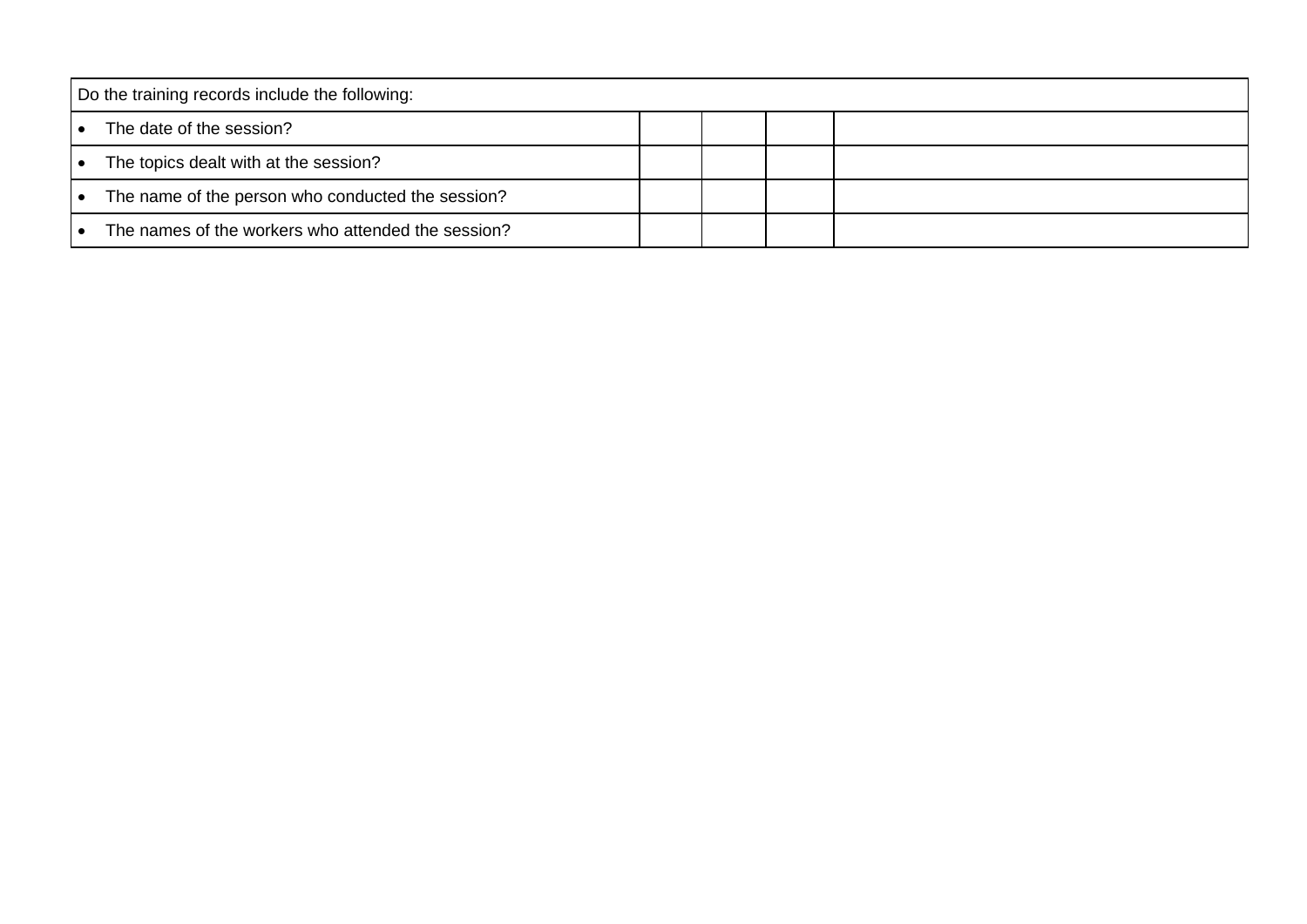| | | | | |
|---|---|---|---|---|
| Do the training records include the following: | | | | |
| • The date of the session? | | | | |
| • The topics dealt with at the session? | | | | |
| • The name of the person who conducted the session? | | | | |
| • The names of the workers who attended the session? | | | | |